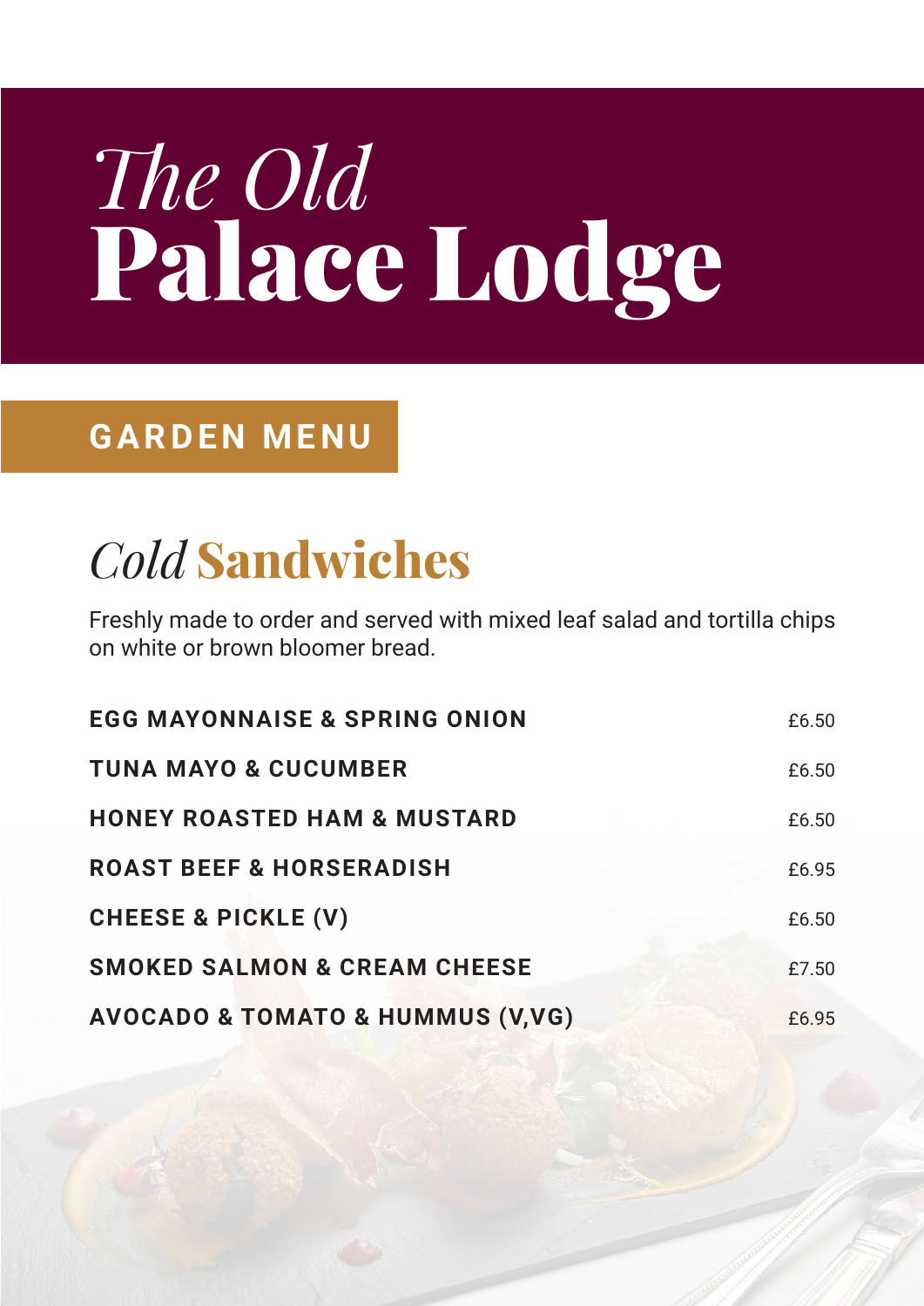# *The Old* **Palace Lodge**

## GARDEN MENU

### *Cold* **Sandwiches**

Freshly made to order and served with mixed leaf salad and tortilla chips on white or brown bloomer bread.

| | |
|---|---|
| **EGG MAYONNAISE & SPRING ONION** | £6.50 |
| **TUNA MAYO & CUCUMBER** | £6.50 |
| **HONEY ROASTED HAM & MUSTARD** | £6.50 |
| **ROAST BEEF & HORSERADISH** | £6.95 |
| **CHEESE & PICKLE (V)** | £6.50 |
| **SMOKED SALMON & CREAM CHEESE** | £7.50 |
| **AVOCADO & TOMATO & HUMMUS (V,VG)** | £6.95 |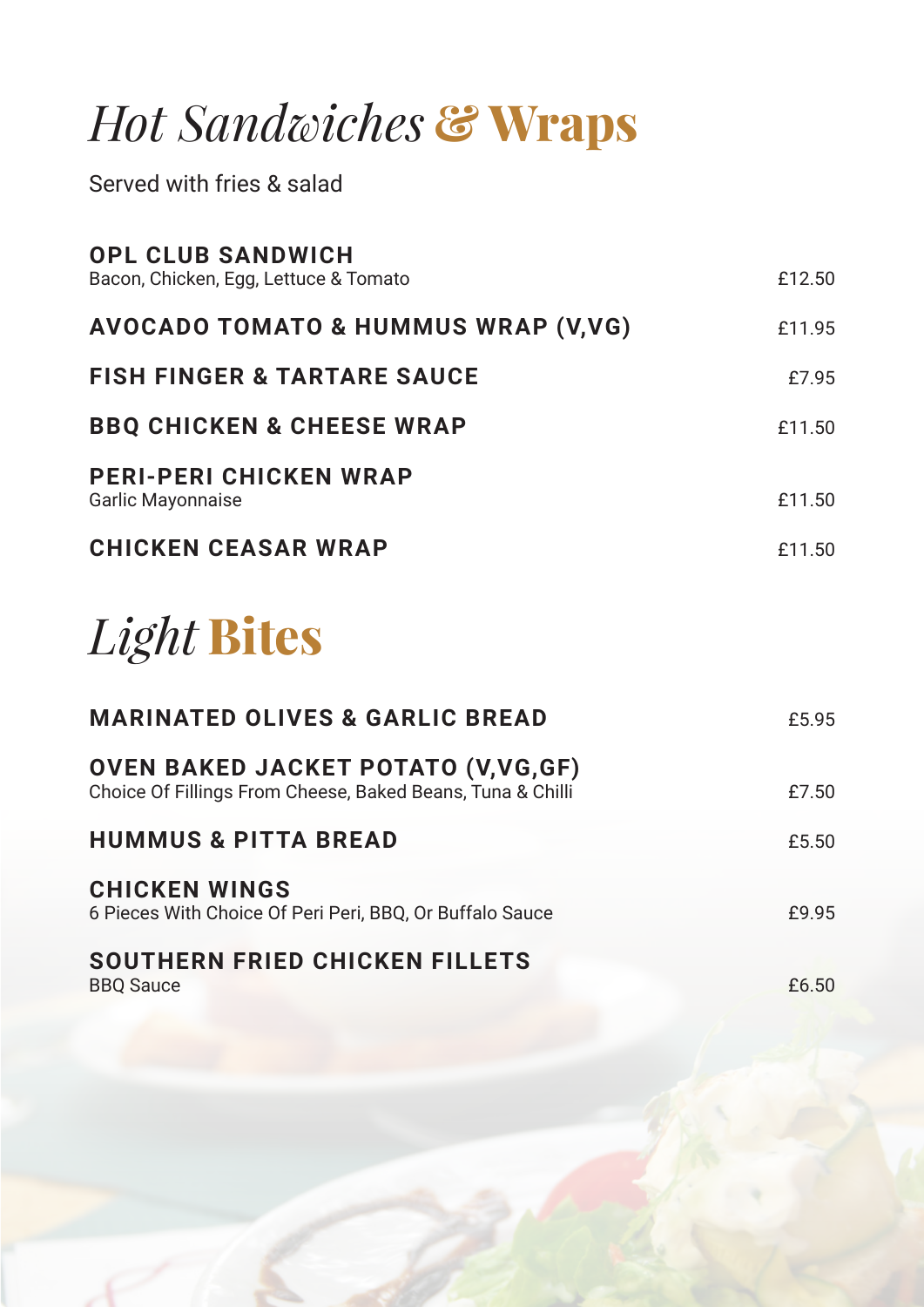# *Hot Sandwiches* **& Wraps**

Served with fries & salad

| Item | Price |
| --- | --- |
| **OPL CLUB SANDWICH**<br>Bacon, Chicken, Egg, Lettuce & Tomato | £12.50 |
| **AVOCADO TOMATO & HUMMUS WRAP (V,VG)** | £11.95 |
| **FISH FINGER & TARTARE SAUCE** | £7.95 |
| **BBQ CHICKEN & CHEESE WRAP** | £11.50 |
| **PERI-PERI CHICKEN WRAP**<br>Garlic Mayonnaise | £11.50 |
| **CHICKEN CEASAR WRAP** | £11.50 |

# *Light* **Bites**

| Item | Price |
| --- | --- |
| **MARINATED OLIVES & GARLIC BREAD** | £5.95 |
| **OVEN BAKED JACKET POTATO (V,VG,GF)**<br>Choice Of Fillings From Cheese, Baked Beans, Tuna & Chilli | £7.50 |
| **HUMMUS & PITTA BREAD** | £5.50 |
| **CHICKEN WINGS**<br>6 Pieces With Choice Of Peri Peri, BBQ, Or Buffalo Sauce | £9.95 |
| **SOUTHERN FRIED CHICKEN FILLETS**<br>BBQ Sauce | £6.50 |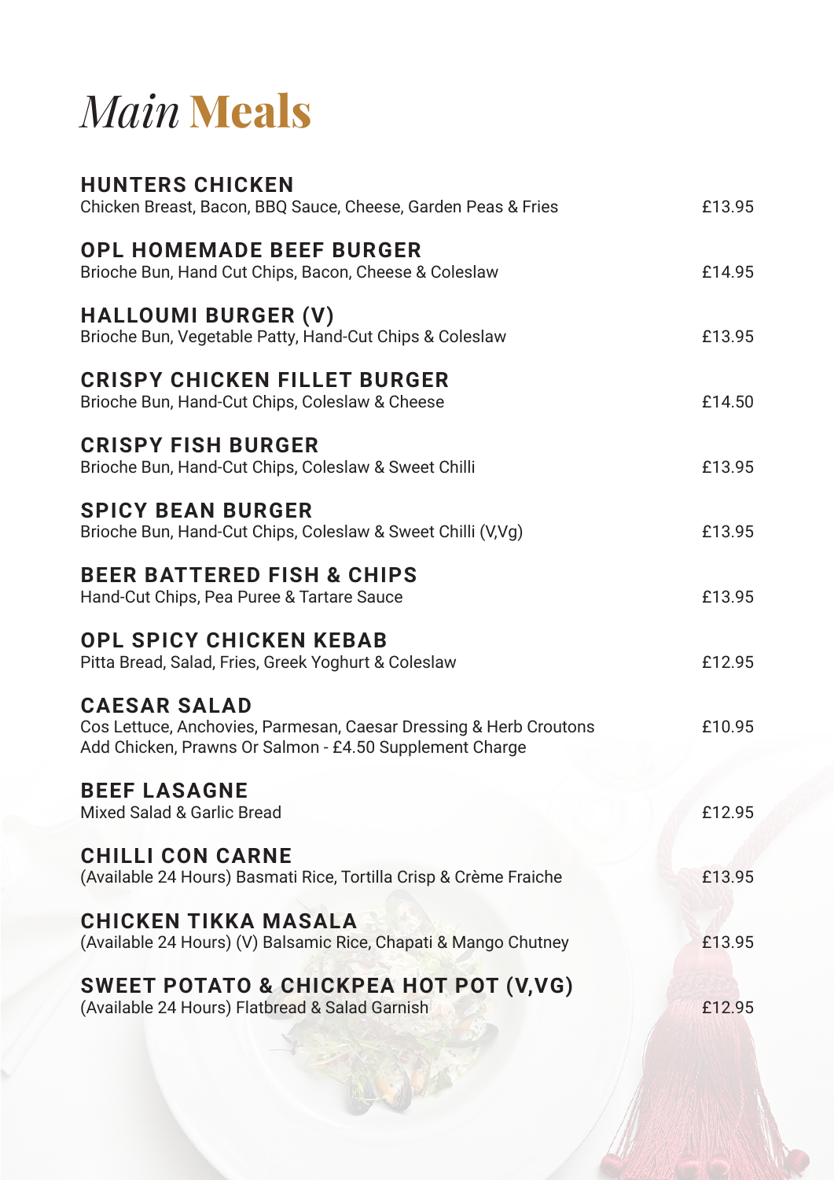# *Main* **Meals**

**HUNTERS CHICKEN**
Chicken Breast, Bacon, BBQ Sauce, Cheese, Garden Peas & Fries — £13.95

**OPL HOMEMADE BEEF BURGER**
Brioche Bun, Hand Cut Chips, Bacon, Cheese & Coleslaw — £14.95

**HALLOUMI BURGER (V)**
Brioche Bun, Vegetable Patty, Hand-Cut Chips & Coleslaw — £13.95

**CRISPY CHICKEN FILLET BURGER**
Brioche Bun, Hand-Cut Chips, Coleslaw & Cheese — £14.50

**CRISPY FISH BURGER**
Brioche Bun, Hand-Cut Chips, Coleslaw & Sweet Chilli — £13.95

**SPICY BEAN BURGER**
Brioche Bun, Hand-Cut Chips, Coleslaw & Sweet Chilli (V,Vg) — £13.95

**BEER BATTERED FISH & CHIPS**
Hand-Cut Chips, Pea Puree & Tartare Sauce — £13.95

**OPL SPICY CHICKEN KEBAB**
Pitta Bread, Salad, Fries, Greek Yoghurt & Coleslaw — £12.95

**CAESAR SALAD**
Cos Lettuce, Anchovies, Parmesan, Caesar Dressing & Herb Croutons — £10.95
Add Chicken, Prawns Or Salmon - £4.50 Supplement Charge

**BEEF LASAGNE**
Mixed Salad & Garlic Bread — £12.95

**CHILLI CON CARNE**
(Available 24 Hours) Basmati Rice, Tortilla Crisp & Crème Fraiche — £13.95

**CHICKEN TIKKA MASALA**
(Available 24 Hours) (V) Balsamic Rice, Chapati & Mango Chutney — £13.95

**SWEET POTATO & CHICKPEA HOT POT (V,VG)**
(Available 24 Hours) Flatbread & Salad Garnish — £12.95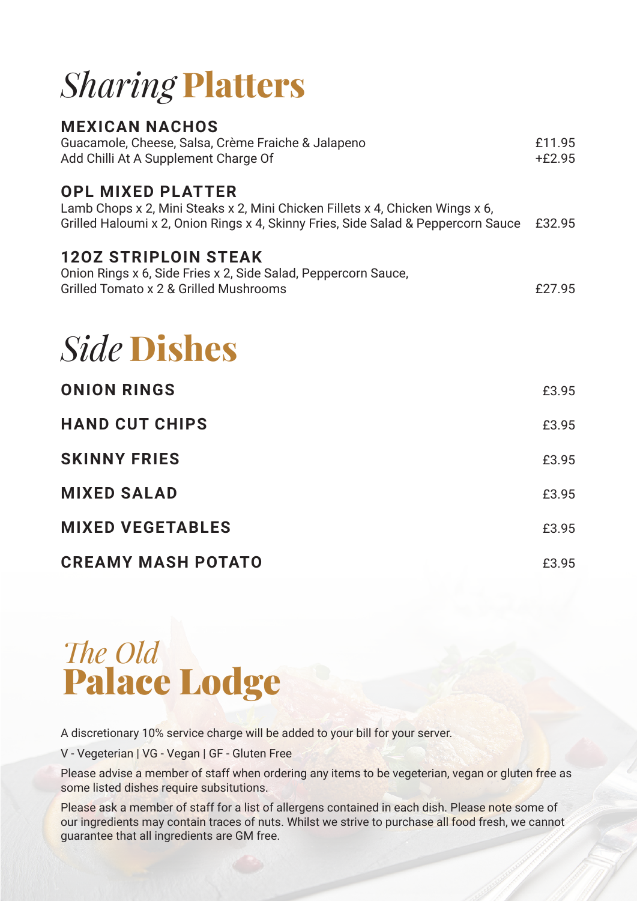# *Sharing* Platters

### MEXICAN NACHOS

Guacamole, Cheese, Salsa, Crème Fraiche & Jalapeno — £11.95
Add Chilli At A Supplement Charge Of — +£2.95

### OPL MIXED PLATTER

Lamb Chops x 2, Mini Steaks x 2, Mini Chicken Fillets x 4, Chicken Wings x 6, Grilled Haloumi x 2, Onion Rings x 4, Skinny Fries, Side Salad & Peppercorn Sauce — £32.95

### 12OZ STRIPLOIN STEAK

Onion Rings x 6, Side Fries x 2, Side Salad, Peppercorn Sauce, Grilled Tomato x 2 & Grilled Mushrooms — £27.95

# *Side* Dishes

| | |
|---|---|
| **ONION RINGS** | £3.95 |
| **HAND CUT CHIPS** | £3.95 |
| **SKINNY FRIES** | £3.95 |
| **MIXED SALAD** | £3.95 |
| **MIXED VEGETABLES** | £3.95 |
| **CREAMY MASH POTATO** | £3.95 |

## *The Old* Palace Lodge

A discretionary 10% service charge will be added to your bill for your server.

V - Vegeterian | VG - Vegan | GF - Gluten Free

Please advise a member of staff when ordering any items to be vegeterian, vegan or gluten free as some listed dishes require subsitutions.

Please ask a member of staff for a list of allergens contained in each dish. Please note some of our ingredients may contain traces of nuts. Whilst we strive to purchase all food fresh, we cannot guarantee that all ingredients are GM free.